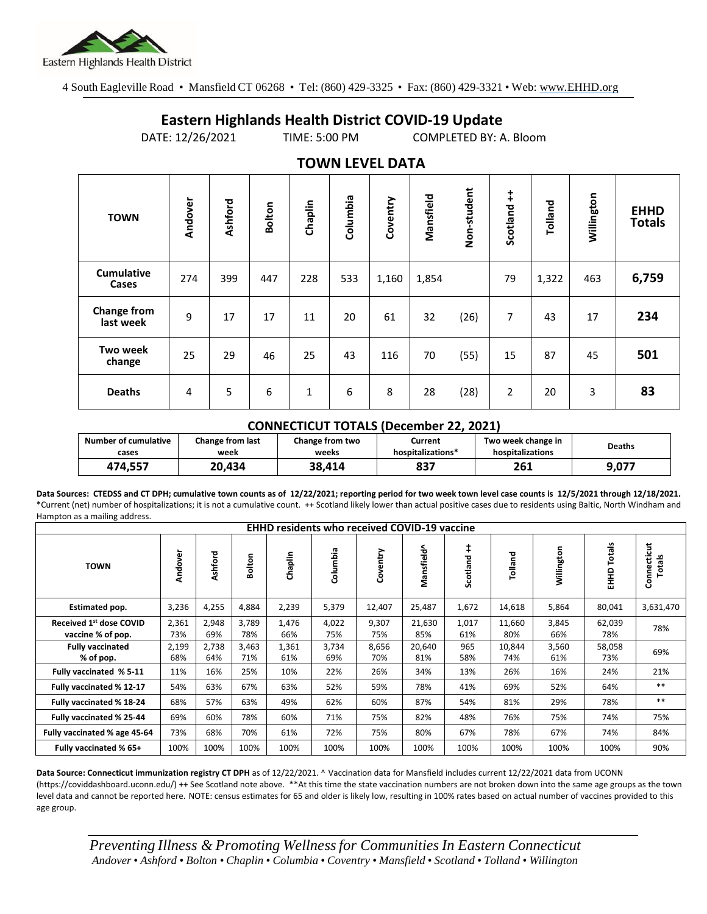Eastern Highlands Health District

4 South Eagleville Road • Mansfield CT 06268 • Tel: (860) 429-3325 • Fax: (860) 429-3321 • Web: www.EHHD.org

# Eastern Highlands Health District COVID-19 Update

DATE: 12/26/2021 TIME: 5:00 PM COMPLETED BY: A. Bloom

## TOWN LEVEL DATA

| TOWN | Andover | Ashford | Bolton | Chaplin | Columbia | Coventry | Mansfield | Non-student | Scotland ++ | Tolland | Willington | EHHD Totals |
|---|---|---|---|---|---|---|---|---|---|---|---|---|
| Cumulative Cases | 274 | 399 | 447 | 228 | 533 | 1,160 | 1,854 | | 79 | 1,322 | 463 | **6,759** |
| Change from last week | 9 | 17 | 17 | 11 | 20 | 61 | 32 | (26) | 7 | 43 | 17 | **234** |
| Two week change | 25 | 29 | 46 | 25 | 43 | 116 | 70 | (55) | 15 | 87 | 45 | **501** |
| Deaths | 4 | 5 | 6 | 1 | 6 | 8 | 28 | (28) | 2 | 20 | 3 | **83** |

### CONNECTICUT TOTALS (December 22, 2021)

| Number of cumulative cases | Change from last week | Change from two weeks | Current hospitalizations* | Two week change in hospitalizations | Deaths |
|---|---|---|---|---|---|
| **474,557** | **20,434** | **38,414** | **837** | **261** | **9,077** |

**Data Sources: CTEDSS and CT DPH; cumulative town counts as of 12/22/2021; reporting period for two week town level case counts is 12/5/2021 through 12/18/2021.** *Current (net) number of hospitalizations; it is not a cumulative count. ++ Scotland likely lower than actual positive cases due to residents using Baltic, North Windham and Hampton as a mailing address.

| EHHD residents who received COVID-19 vaccine | | | | | | | | | | | | |
|---|---|---|---|---|---|---|---|---|---|---|---|---|
| **TOWN** | **Andover** | **Ashford** | **Bolton** | **Chaplin** | **Columbia** | **Coventry** | **Mansfield^** | **Scotland ++** | **Tolland** | **Willington** | **EHHD Totals** | **Connecticut Totals** |
| Estimated pop. | 3,236 | 4,255 | 4,884 | 2,239 | 5,379 | 12,407 | 25,487 | 1,672 | 14,618 | 5,864 | 80,041 | 3,631,470 |
| Received 1st dose COVID vaccine % of pop. | 2,361 73% | 2,948 69% | 3,789 78% | 1,476 66% | 4,022 75% | 9,307 75% | 21,630 85% | 1,017 61% | 11,660 80% | 3,845 66% | 62,039 78% | 78% |
| Fully vaccinated % of pop. | 2,199 68% | 2,738 64% | 3,463 71% | 1,361 61% | 3,734 69% | 8,656 70% | 20,640 81% | 965 58% | 10,844 74% | 3,560 61% | 58,058 73% | 69% |
| Fully vaccinated % 5-11 | 11% | 16% | 25% | 10% | 22% | 26% | 34% | 13% | 26% | 16% | 24% | 21% |
| Fully vaccinated % 12-17 | 54% | 63% | 67% | 63% | 52% | 59% | 78% | 41% | 69% | 52% | 64% | ** |
| Fully vaccinated % 18-24 | 68% | 57% | 63% | 49% | 62% | 60% | 87% | 54% | 81% | 29% | 78% | ** |
| Fully vaccinated % 25-44 | 69% | 60% | 78% | 60% | 71% | 75% | 82% | 48% | 76% | 75% | 74% | 75% |
| Fully vaccinated % age 45-64 | 73% | 68% | 70% | 61% | 72% | 75% | 80% | 67% | 78% | 67% | 74% | 84% |
| Fully vaccinated % 65+ | 100% | 100% | 100% | 100% | 100% | 100% | 100% | 100% | 100% | 100% | 100% | 90% |

**Data Source: Connecticut immunization registry CT DPH** as of 12/22/2021. ^ Vaccination data for Mansfield includes current 12/22/2021 data from UCONN (https://coviddashboard.uconn.edu/) ++ See Scotland note above. **At this time the state vaccination numbers are not broken down into the same age groups as the town level data and cannot be reported here. NOTE: census estimates for 65 and older is likely low, resulting in 100% rates based on actual number of vaccines provided to this age group.

*Preventing Illness & Promoting Wellness for Communities In Eastern Connecticut*

*Andover • Ashford • Bolton • Chaplin • Columbia • Coventry • Mansfield • Scotland • Tolland • Willington*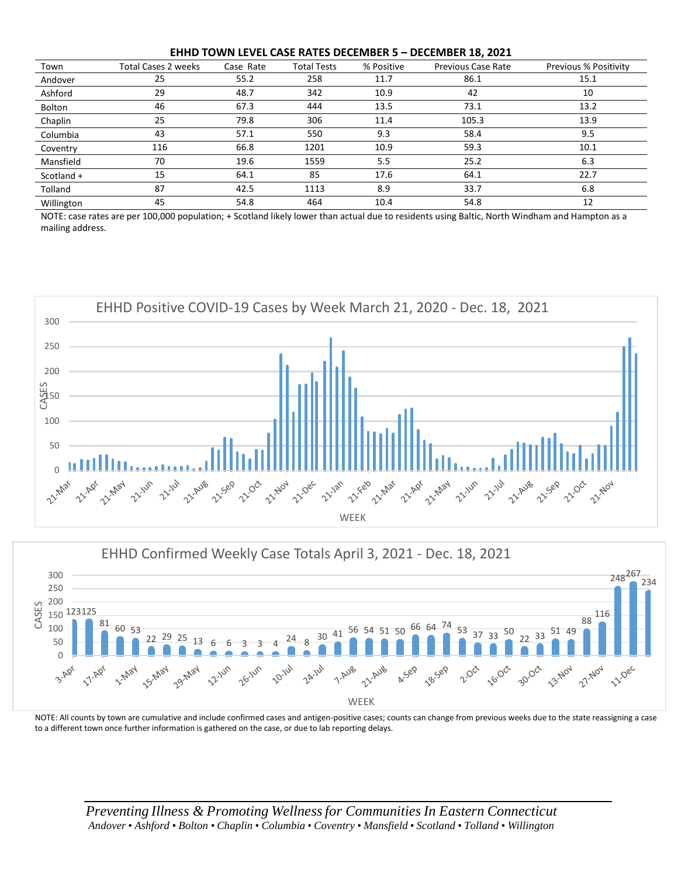**EHHD TOWN LEVEL CASE RATES DECEMBER 5 – DECEMBER 18, 2021**

| Town | Total Cases 2 weeks | Case Rate | Total Tests | % Positive | Previous Case Rate | Previous % Positivity |
|---|---|---|---|---|---|---|
| Andover | 25 | 55.2 | 258 | 11.7 | 86.1 | 15.1 |
| Ashford | 29 | 48.7 | 342 | 10.9 | 42 | 10 |
| Bolton | 46 | 67.3 | 444 | 13.5 | 73.1 | 13.2 |
| Chaplin | 25 | 79.8 | 306 | 11.4 | 105.3 | 13.9 |
| Columbia | 43 | 57.1 | 550 | 9.3 | 58.4 | 9.5 |
| Coventry | 116 | 66.8 | 1201 | 10.9 | 59.3 | 10.1 |
| Mansfield | 70 | 19.6 | 1559 | 5.5 | 25.2 | 6.3 |
| Scotland + | 15 | 64.1 | 85 | 17.6 | 64.1 | 22.7 |
| Tolland | 87 | 42.5 | 1113 | 8.9 | 33.7 | 6.8 |
| Willington | 45 | 54.8 | 464 | 10.4 | 54.8 | 12 |

NOTE: case rates are per 100,000 population; + Scotland likely lower than actual due to residents using Baltic, North Windham and Hampton as a mailing address.

EHHD Positive COVID-19 Cases by Week March 21, 2020 - Dec. 18, 2021

CASES

300
250
200
150
100
50
0

21-Mar 21-Apr 21-May 21-Jun 21-Jul 21-Aug 21-Sep 21-Oct 21-Nov 21-Dec 21-Jan 21-Feb 21-Mar 21-Apr 21-May 21-Jun 21-Jul 21-Aug 21-Sep 21-Oct 21-Nov

WEEK

EHHD Confirmed Weekly Case Totals April 3, 2021 - Dec. 18, 2021

CASES

300
250
200
150
100
50
0

123 125 81 60 53 22 29 25 13 6 6 3 3 4 24 8 30 41 56 54 51 50 66 64 74 53 37 33 50 22 33 51 49 88 116 248 267 234

3-Apr 17-Apr 1-May 15-May 29-May 12-Jun 26-Jun 10-Jul 24-Jul 7-Aug 21-Aug 4-Sep 18-Sep 2-Oct 16-Oct 30-Oct 13-Nov 27-Nov 11-Dec

WEEK

NOTE: All counts by town are cumulative and include confirmed cases and antigen-positive cases; counts can change from previous weeks due to the state reassigning a case to a different town once further information is gathered on the case, or due to lab reporting delays.

*Preventing Illness & Promoting Wellness for Communities In Eastern Connecticut*
*Andover • Ashford • Bolton • Chaplin • Columbia • Coventry • Mansfield • Scotland • Tolland • Willington*